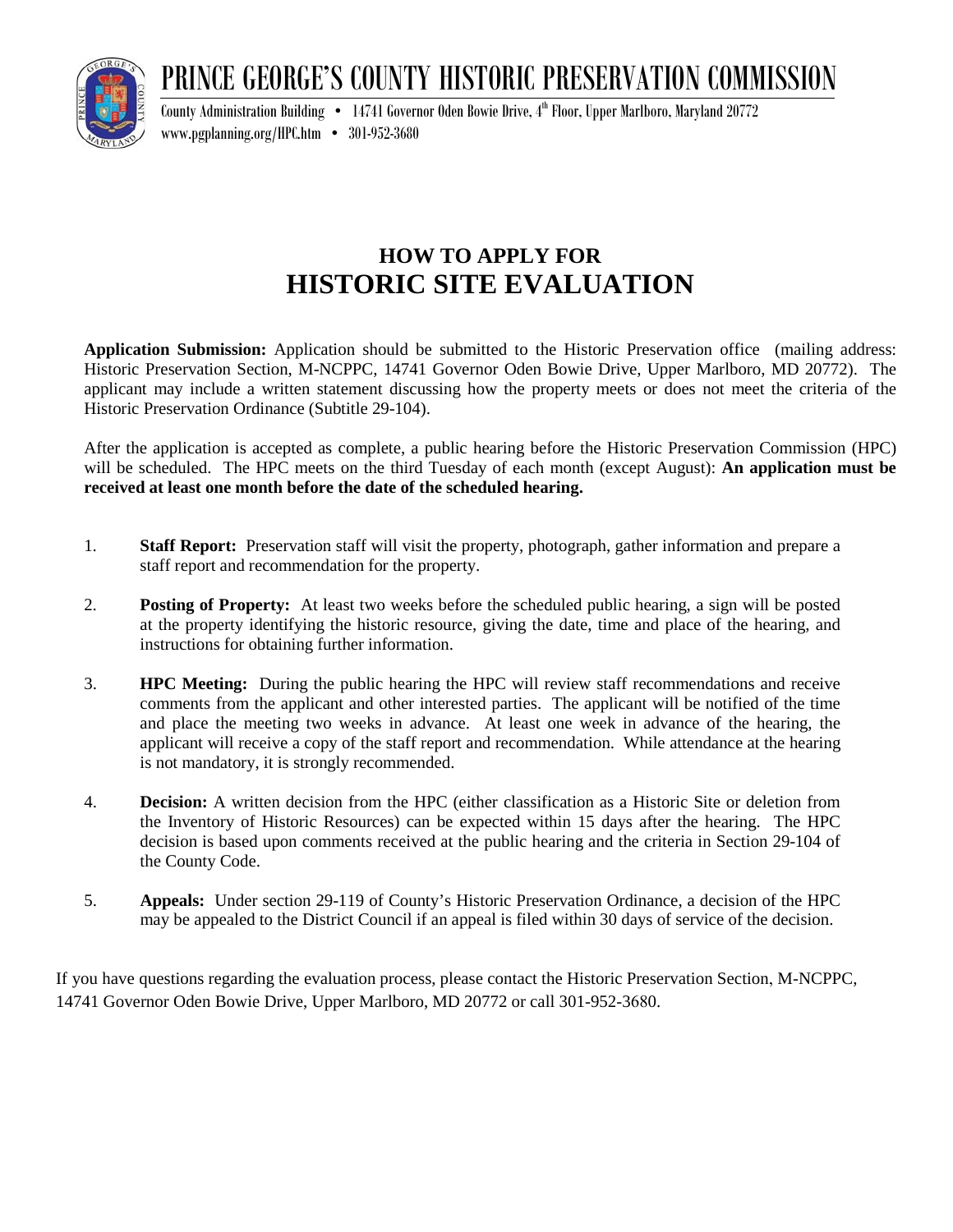# PRINCE GEORGE'S COUNTY HISTORIC PRESERVATION COMMISSION

County Administration Building • 14741 Governor Oden Bowie Drive, 4th Floor, Upper Marlboro, Maryland 20772
www.pgplanning.org/HPC.htm • 301-952-3680

## HOW TO APPLY FOR
## HISTORIC SITE EVALUATION

**Application Submission:** Application should be submitted to the Historic Preservation office (mailing address: Historic Preservation Section, M-NCPPC, 14741 Governor Oden Bowie Drive, Upper Marlboro, MD 20772). The applicant may include a written statement discussing how the property meets or does not meet the criteria of the Historic Preservation Ordinance (Subtitle 29-104).

After the application is accepted as complete, a public hearing before the Historic Preservation Commission (HPC) will be scheduled. The HPC meets on the third Tuesday of each month (except August): **An application must be received at least one month before the date of the scheduled hearing.**

1. **Staff Report:** Preservation staff will visit the property, photograph, gather information and prepare a staff report and recommendation for the property.

2. **Posting of Property:** At least two weeks before the scheduled public hearing, a sign will be posted at the property identifying the historic resource, giving the date, time and place of the hearing, and instructions for obtaining further information.

3. **HPC Meeting:** During the public hearing the HPC will review staff recommendations and receive comments from the applicant and other interested parties. The applicant will be notified of the time and place the meeting two weeks in advance. At least one week in advance of the hearing, the applicant will receive a copy of the staff report and recommendation. While attendance at the hearing is not mandatory, it is strongly recommended.

4. **Decision:** A written decision from the HPC (either classification as a Historic Site or deletion from the Inventory of Historic Resources) can be expected within 15 days after the hearing. The HPC decision is based upon comments received at the public hearing and the criteria in Section 29-104 of the County Code.

5. **Appeals:** Under section 29-119 of County's Historic Preservation Ordinance, a decision of the HPC may be appealed to the District Council if an appeal is filed within 30 days of service of the decision.

If you have questions regarding the evaluation process, please contact the Historic Preservation Section, M-NCPPC, 14741 Governor Oden Bowie Drive, Upper Marlboro, MD 20772 or call 301-952-3680.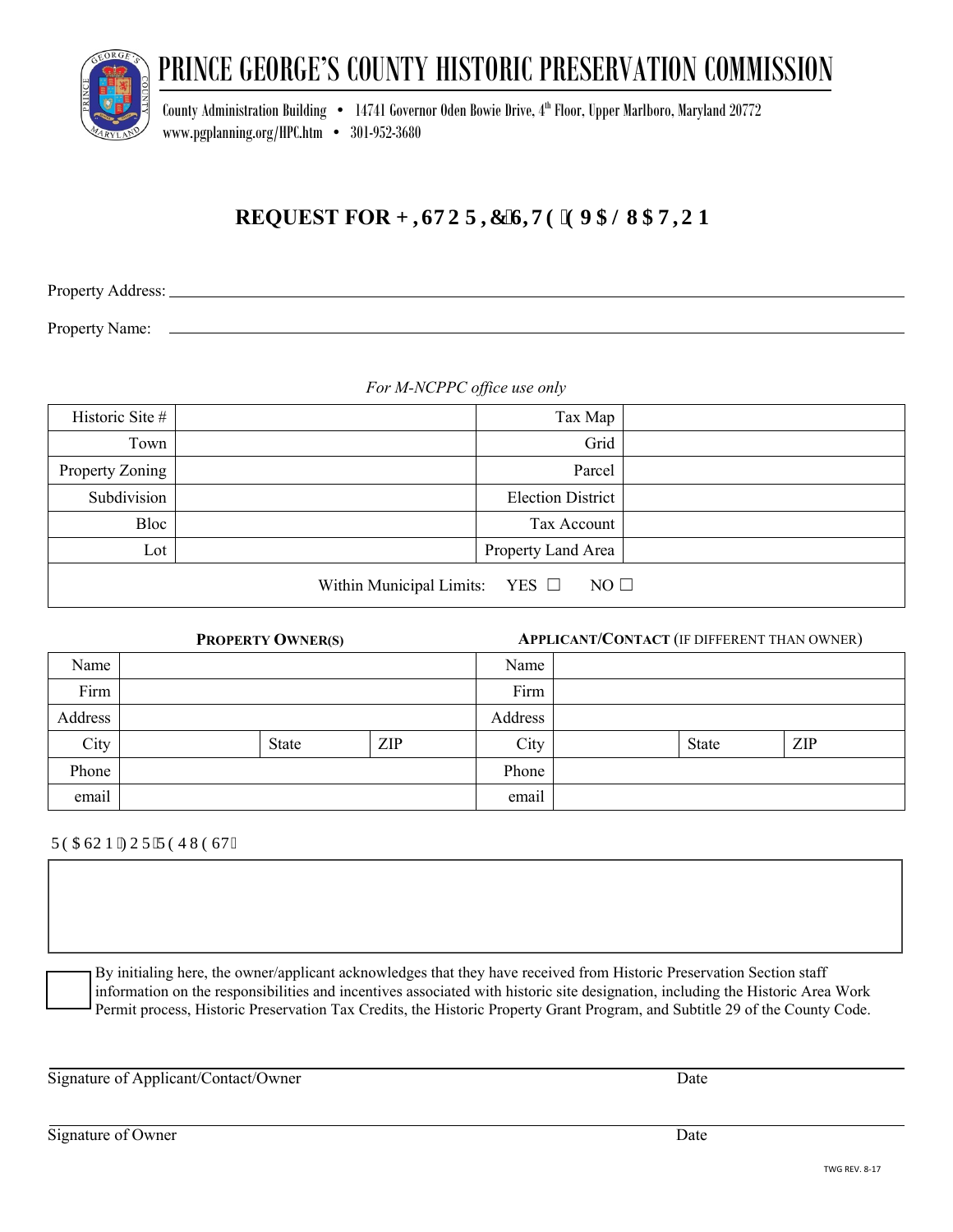# PRINCE GEORGE'S COUNTY HISTORIC PRESERVATION COMMISSION

County Administration Building • 14741 Governor Oden Bowie Drive, 4th Floor, Upper Marlboro, Maryland 20772
www.pgplanning.org/HPC.htm • 301-952-3680

## REQUEST FOR +,6725,&6,7( (9$/8$7,21

Property Address: ______________________________________________

Property Name: ______________________________________________

*For M-NCPPC office use only*

| | | | |
|---|---|---|---|
| Historic Site # | | Tax Map | |
| Town | | Grid | |
| Property Zoning | | Parcel | |
| Subdivision | | Election District | |
| Bloc | | Tax Account | |
| Lot | | Property Land Area | |
| Within Municipal Limits: YES ☐ NO ☐ | | | |

**PROPERTY OWNER(S)**

| | | | |
|---|---|---|---|
| Name | | | |
| Firm | | | |
| Address | | | |
| City | | State | ZIP |
| Phone | | | |
| email | | | |

**APPLICANT/CONTACT** (IF DIFFERENT THAN OWNER)

| | | | |
|---|---|---|---|
| Name | | | |
| Firm | | | |
| Address | | | |
| City | | State | ZIP |
| Phone | | | |
| email | | | |

5($621 )25 5(48(67

☐ By initialing here, the owner/applicant acknowledges that they have received from Historic Preservation Section staff information on the responsibilities and incentives associated with historic site designation, including the Historic Area Work Permit process, Historic Preservation Tax Credits, the Historic Property Grant Program, and Subtitle 29 of the County Code.

Signature of Applicant/Contact/Owner ______________________ Date ____________

Signature of Owner ______________________ Date ____________

TWG REV. 8-17